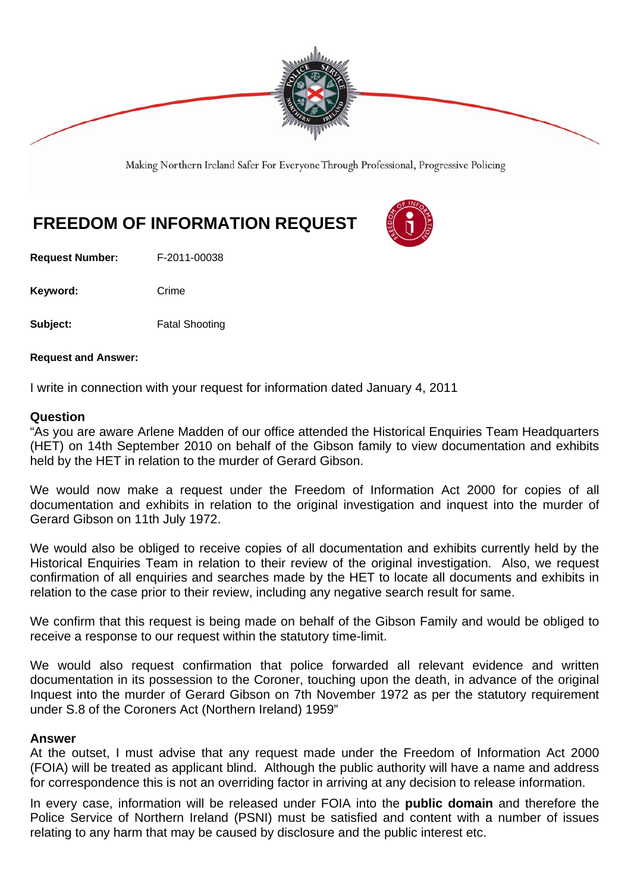Making Northern Ireland Safer For Everyone Through Professional, Progressive Policing

# FREEDOM OF INFORMATION REQUEST

**Request Number:** F-2011-00038

**Keyword:** Crime

**Subject:** Fatal Shooting

**Request and Answer:**

I write in connection with your request for information dated January 4, 2011

## Question

"As you are aware Arlene Madden of our office attended the Historical Enquiries Team Headquarters (HET) on 14th September 2010 on behalf of the Gibson family to view documentation and exhibits held by the HET in relation to the murder of Gerard Gibson.

We would now make a request under the Freedom of Information Act 2000 for copies of all documentation and exhibits in relation to the original investigation and inquest into the murder of Gerard Gibson on 11th July 1972.

We would also be obliged to receive copies of all documentation and exhibits currently held by the Historical Enquiries Team in relation to their review of the original investigation. Also, we request confirmation of all enquiries and searches made by the HET to locate all documents and exhibits in relation to the case prior to their review, including any negative search result for same.

We confirm that this request is being made on behalf of the Gibson Family and would be obliged to receive a response to our request within the statutory time-limit.

We would also request confirmation that police forwarded all relevant evidence and written documentation in its possession to the Coroner, touching upon the death, in advance of the original Inquest into the murder of Gerard Gibson on 7th November 1972 as per the statutory requirement under S.8 of the Coroners Act (Northern Ireland) 1959"

## Answer

At the outset, I must advise that any request made under the Freedom of Information Act 2000 (FOIA) will be treated as applicant blind. Although the public authority will have a name and address for correspondence this is not an overriding factor in arriving at any decision to release information.

In every case, information will be released under FOIA into the **public domain** and therefore the Police Service of Northern Ireland (PSNI) must be satisfied and content with a number of issues relating to any harm that may be caused by disclosure and the public interest etc.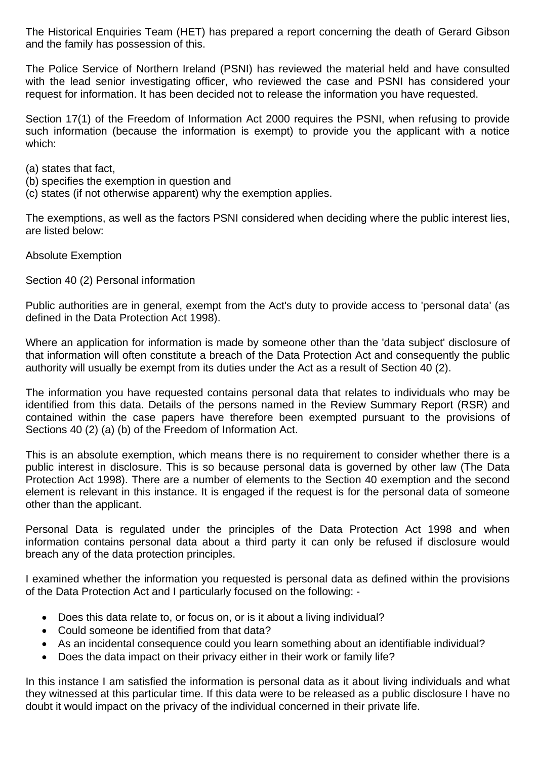The Historical Enquiries Team (HET) has prepared a report concerning the death of Gerard Gibson and the family has possession of this.

The Police Service of Northern Ireland (PSNI) has reviewed the material held and have consulted with the lead senior investigating officer, who reviewed the case and PSNI has considered your request for information. It has been decided not to release the information you have requested.

Section 17(1) of the Freedom of Information Act 2000 requires the PSNI, when refusing to provide such information (because the information is exempt) to provide you the applicant with a notice which:

(a) states that fact,
(b) specifies the exemption in question and
(c) states (if not otherwise apparent) why the exemption applies.

The exemptions, as well as the factors PSNI considered when deciding where the public interest lies, are listed below:

Absolute Exemption

Section 40 (2) Personal information

Public authorities are in general, exempt from the Act's duty to provide access to 'personal data' (as defined in the Data Protection Act 1998).

Where an application for information is made by someone other than the 'data subject' disclosure of that information will often constitute a breach of the Data Protection Act and consequently the public authority will usually be exempt from its duties under the Act as a result of Section 40 (2).

The information you have requested contains personal data that relates to individuals who may be identified from this data. Details of the persons named in the Review Summary Report (RSR) and contained within the case papers have therefore been exempted pursuant to the provisions of Sections 40 (2) (a) (b) of the Freedom of Information Act.

This is an absolute exemption, which means there is no requirement to consider whether there is a public interest in disclosure. This is so because personal data is governed by other law (The Data Protection Act 1998). There are a number of elements to the Section 40 exemption and the second element is relevant in this instance. It is engaged if the request is for the personal data of someone other than the applicant.

Personal Data is regulated under the principles of the Data Protection Act 1998 and when information contains personal data about a third party it can only be refused if disclosure would breach any of the data protection principles.

I examined whether the information you requested is personal data as defined within the provisions of the Data Protection Act and I particularly focused on the following: -

- Does this data relate to, or focus on, or is it about a living individual?
- Could someone be identified from that data?
- As an incidental consequence could you learn something about an identifiable individual?
- Does the data impact on their privacy either in their work or family life?

In this instance I am satisfied the information is personal data as it about living individuals and what they witnessed at this particular time. If this data were to be released as a public disclosure I have no doubt it would impact on the privacy of the individual concerned in their private life.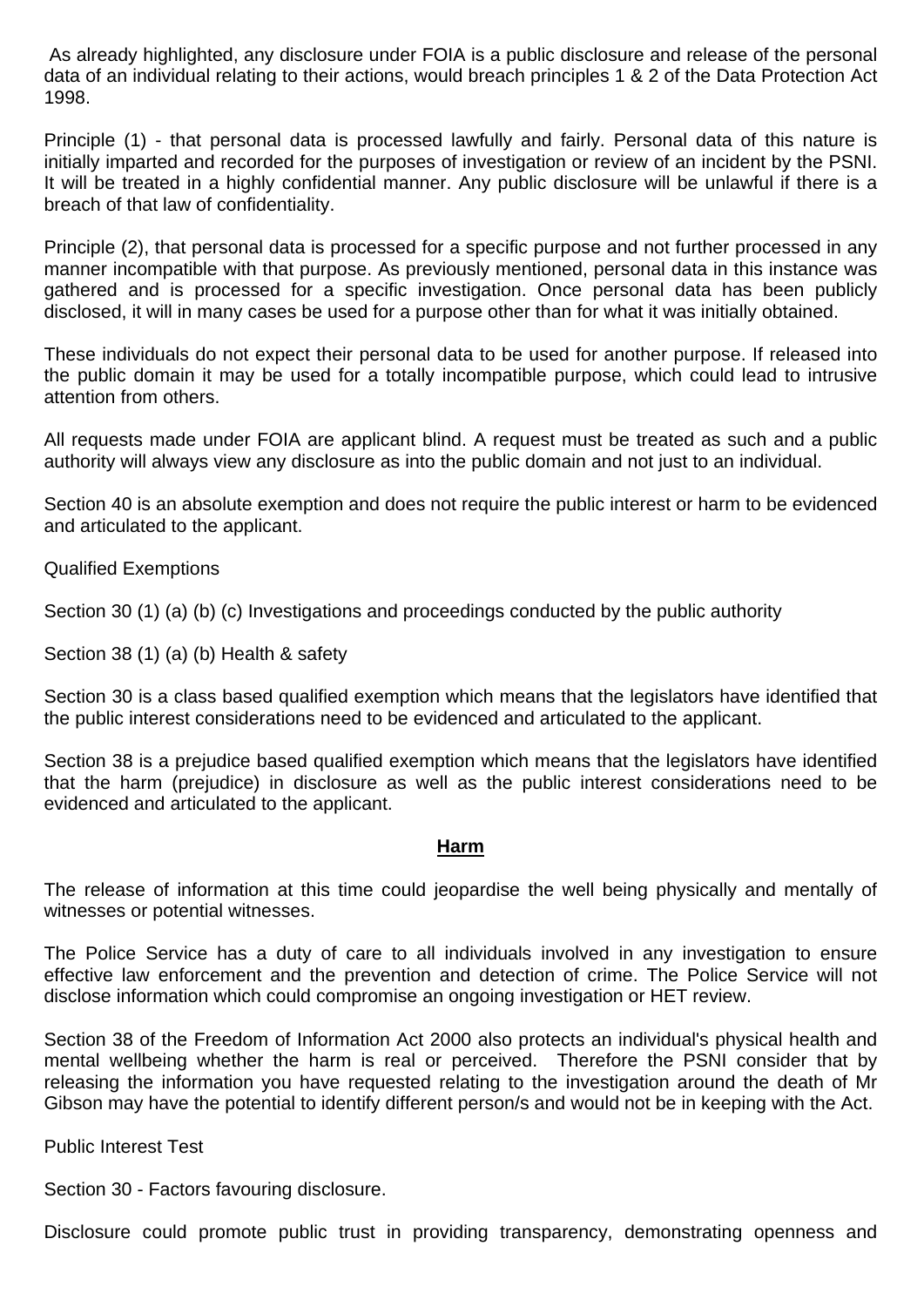As already highlighted, any disclosure under FOIA is a public disclosure and release of the personal data of an individual relating to their actions, would breach principles 1 & 2 of the Data Protection Act 1998.

Principle (1) - that personal data is processed lawfully and fairly. Personal data of this nature is initially imparted and recorded for the purposes of investigation or review of an incident by the PSNI. It will be treated in a highly confidential manner. Any public disclosure will be unlawful if there is a breach of that law of confidentiality.

Principle (2), that personal data is processed for a specific purpose and not further processed in any manner incompatible with that purpose. As previously mentioned, personal data in this instance was gathered and is processed for a specific investigation. Once personal data has been publicly disclosed, it will in many cases be used for a purpose other than for what it was initially obtained.

These individuals do not expect their personal data to be used for another purpose. If released into the public domain it may be used for a totally incompatible purpose, which could lead to intrusive attention from others.

All requests made under FOIA are applicant blind. A request must be treated as such and a public authority will always view any disclosure as into the public domain and not just to an individual.

Section 40 is an absolute exemption and does not require the public interest or harm to be evidenced and articulated to the applicant.

Qualified Exemptions

Section 30 (1) (a) (b) (c) Investigations and proceedings conducted by the public authority

Section 38 (1) (a) (b) Health & safety

Section 30 is a class based qualified exemption which means that the legislators have identified that the public interest considerations need to be evidenced and articulated to the applicant.

Section 38 is a prejudice based qualified exemption which means that the legislators have identified that the harm (prejudice) in disclosure as well as the public interest considerations need to be evidenced and articulated to the applicant.

**Harm**

The release of information at this time could jeopardise the well being physically and mentally of witnesses or potential witnesses.

The Police Service has a duty of care to all individuals involved in any investigation to ensure effective law enforcement and the prevention and detection of crime. The Police Service will not disclose information which could compromise an ongoing investigation or HET review.

Section 38 of the Freedom of Information Act 2000 also protects an individual's physical health and mental wellbeing whether the harm is real or perceived. Therefore the PSNI consider that by releasing the information you have requested relating to the investigation around the death of Mr Gibson may have the potential to identify different person/s and would not be in keeping with the Act.

Public Interest Test

Section 30 - Factors favouring disclosure.

Disclosure could promote public trust in providing transparency, demonstrating openness and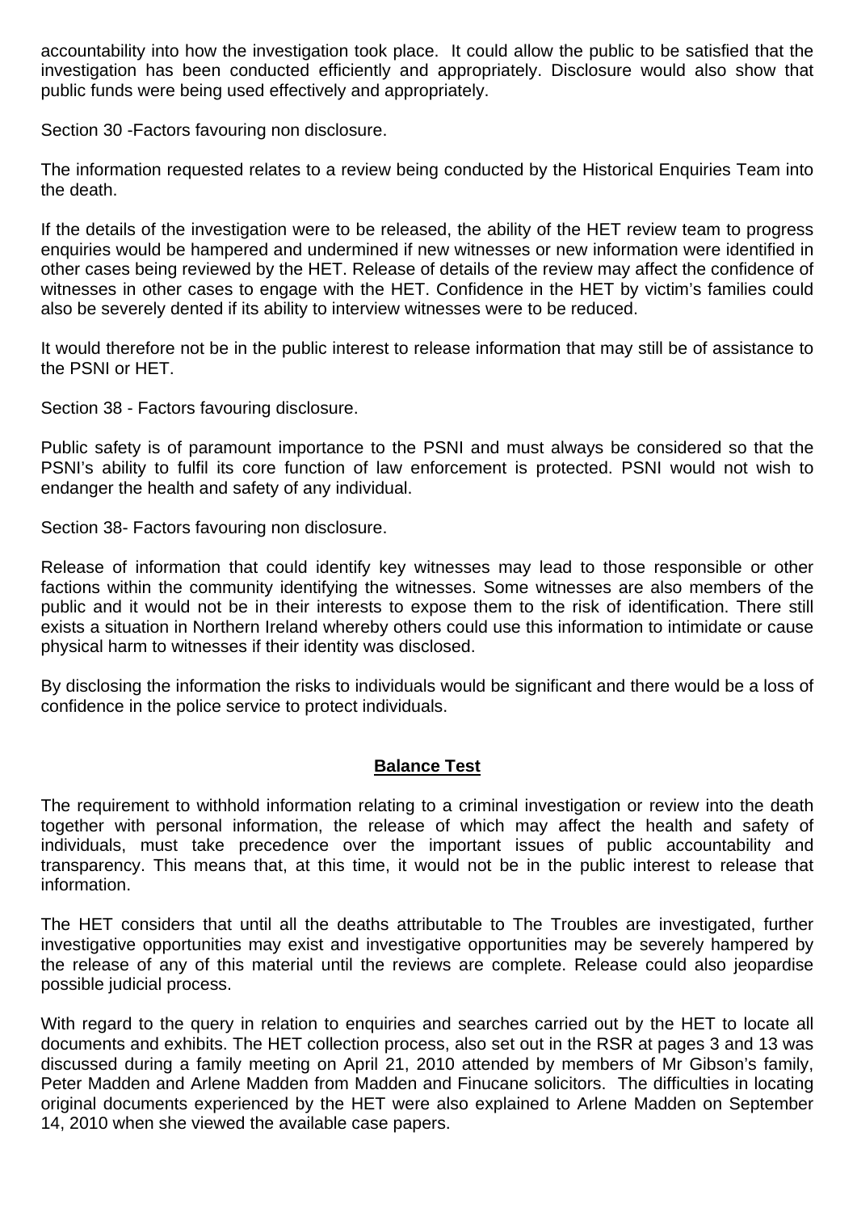accountability into how the investigation took place. It could allow the public to be satisfied that the investigation has been conducted efficiently and appropriately. Disclosure would also show that public funds were being used effectively and appropriately.

Section 30 -Factors favouring non disclosure.

The information requested relates to a review being conducted by the Historical Enquiries Team into the death.

If the details of the investigation were to be released, the ability of the HET review team to progress enquiries would be hampered and undermined if new witnesses or new information were identified in other cases being reviewed by the HET. Release of details of the review may affect the confidence of witnesses in other cases to engage with the HET. Confidence in the HET by victim's families could also be severely dented if its ability to interview witnesses were to be reduced.

It would therefore not be in the public interest to release information that may still be of assistance to the PSNI or HET.

Section 38 - Factors favouring disclosure.

Public safety is of paramount importance to the PSNI and must always be considered so that the PSNI's ability to fulfil its core function of law enforcement is protected. PSNI would not wish to endanger the health and safety of any individual.

Section 38- Factors favouring non disclosure.

Release of information that could identify key witnesses may lead to those responsible or other factions within the community identifying the witnesses. Some witnesses are also members of the public and it would not be in their interests to expose them to the risk of identification. There still exists a situation in Northern Ireland whereby others could use this information to intimidate or cause physical harm to witnesses if their identity was disclosed.

By disclosing the information the risks to individuals would be significant and there would be a loss of confidence in the police service to protect individuals.

## Balance Test

The requirement to withhold information relating to a criminal investigation or review into the death together with personal information, the release of which may affect the health and safety of individuals, must take precedence over the important issues of public accountability and transparency. This means that, at this time, it would not be in the public interest to release that information.

The HET considers that until all the deaths attributable to The Troubles are investigated, further investigative opportunities may exist and investigative opportunities may be severely hampered by the release of any of this material until the reviews are complete. Release could also jeopardise possible judicial process.

With regard to the query in relation to enquiries and searches carried out by the HET to locate all documents and exhibits. The HET collection process, also set out in the RSR at pages 3 and 13 was discussed during a family meeting on April 21, 2010 attended by members of Mr Gibson's family, Peter Madden and Arlene Madden from Madden and Finucane solicitors. The difficulties in locating original documents experienced by the HET were also explained to Arlene Madden on September 14, 2010 when she viewed the available case papers.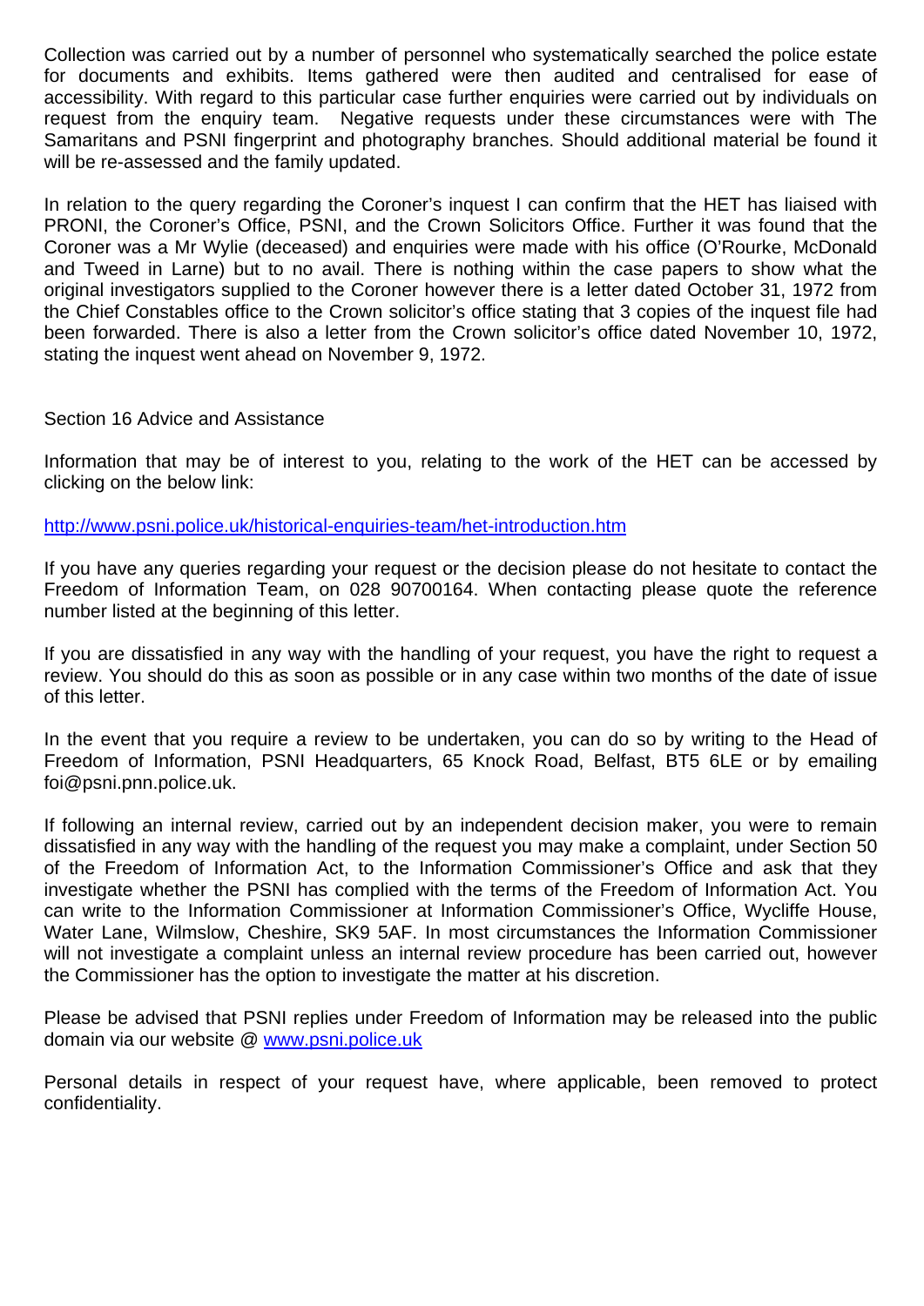Collection was carried out by a number of personnel who systematically searched the police estate for documents and exhibits. Items gathered were then audited and centralised for ease of accessibility. With regard to this particular case further enquiries were carried out by individuals on request from the enquiry team. Negative requests under these circumstances were with The Samaritans and PSNI fingerprint and photography branches. Should additional material be found it will be re-assessed and the family updated.

In relation to the query regarding the Coroner's inquest I can confirm that the HET has liaised with PRONI, the Coroner's Office, PSNI, and the Crown Solicitors Office. Further it was found that the Coroner was a Mr Wylie (deceased) and enquiries were made with his office (O'Rourke, McDonald and Tweed in Larne) but to no avail. There is nothing within the case papers to show what the original investigators supplied to the Coroner however there is a letter dated October 31, 1972 from the Chief Constables office to the Crown solicitor's office stating that 3 copies of the inquest file had been forwarded. There is also a letter from the Crown solicitor's office dated November 10, 1972, stating the inquest went ahead on November 9, 1972.

Section 16 Advice and Assistance

Information that may be of interest to you, relating to the work of the HET can be accessed by clicking on the below link:

http://www.psni.police.uk/historical-enquiries-team/het-introduction.htm

If you have any queries regarding your request or the decision please do not hesitate to contact the Freedom of Information Team, on 028 90700164. When contacting please quote the reference number listed at the beginning of this letter.

If you are dissatisfied in any way with the handling of your request, you have the right to request a review. You should do this as soon as possible or in any case within two months of the date of issue of this letter.

In the event that you require a review to be undertaken, you can do so by writing to the Head of Freedom of Information, PSNI Headquarters, 65 Knock Road, Belfast, BT5 6LE or by emailing foi@psni.pnn.police.uk.

If following an internal review, carried out by an independent decision maker, you were to remain dissatisfied in any way with the handling of the request you may make a complaint, under Section 50 of the Freedom of Information Act, to the Information Commissioner's Office and ask that they investigate whether the PSNI has complied with the terms of the Freedom of Information Act. You can write to the Information Commissioner at Information Commissioner's Office, Wycliffe House, Water Lane, Wilmslow, Cheshire, SK9 5AF. In most circumstances the Information Commissioner will not investigate a complaint unless an internal review procedure has been carried out, however the Commissioner has the option to investigate the matter at his discretion.

Please be advised that PSNI replies under Freedom of Information may be released into the public domain via our website @ www.psni.police.uk

Personal details in respect of your request have, where applicable, been removed to protect confidentiality.